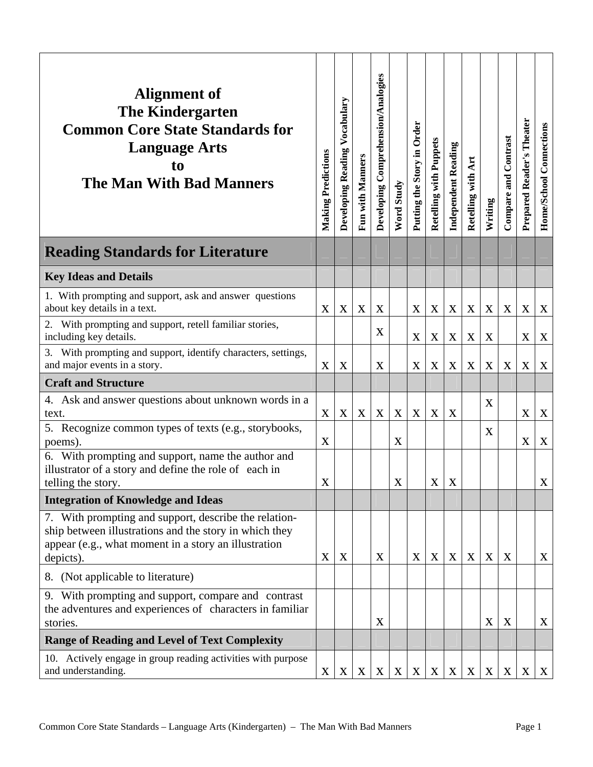| Alignment of The Kindergarten Common Core State Standards for Language Arts to The Man With Bad Manners | Making Predictions | Developing Reading Vocabulary | Fun with Manners | Developing Comprehension/Analogies | Word Study | Putting the Story in Order | Retelling with Puppets | Independent Reading | Retelling with Art | Writing | Compare and Contrast | Prepared Reader's Theater | Home/School Connections |
|---|---|---|---|---|---|---|---|---|---|---|---|---|---|
| **Reading Standards for Literature** | | | | | | | | | | | | | |
| **Key Ideas and Details** | | | | | | | | | | | | | |
| 1. With prompting and support, ask and answer questions about key details in a text. | X | X | X | X | | X | X | X | X | X | X | X | X |
| 2. With prompting and support, retell familiar stories, including key details. | | | | X | | X | X | X | X | X | | X | X |
| 3. With prompting and support, identify characters, settings, and major events in a story. | X | X | | X | | X | X | X | X | X | X | X | X |
| **Craft and Structure** | | | | | | | | | | | | | |
| 4. Ask and answer questions about unknown words in a text. | X | X | X | X | X | X | X | X | | X | | X | X |
| 5. Recognize common types of texts (e.g., storybooks, poems). | X | | | | X | | | | | X | | X | X |
| 6. With prompting and support, name the author and illustrator of a story and define the role of each in telling the story. | X | | | | X | | X | X | | | | | X |
| **Integration of Knowledge and Ideas** | | | | | | | | | | | | | |
| 7. With prompting and support, describe the relationship between illustrations and the story in which they appear (e.g., what moment in a story an illustration depicts). | X | X | | X | | X | X | X | X | X | X | | X |
| 8. (Not applicable to literature) | | | | | | | | | | | | | |
| 9. With prompting and support, compare and contrast the adventures and experiences of characters in familiar stories. | | | | X | | | | | | X | X | | X |
| **Range of Reading and Level of Text Complexity** | | | | | | | | | | | | | |
| 10. Actively engage in group reading activities with purpose and understanding. | X | X | X | X | X | X | X | X | X | X | X | X | X |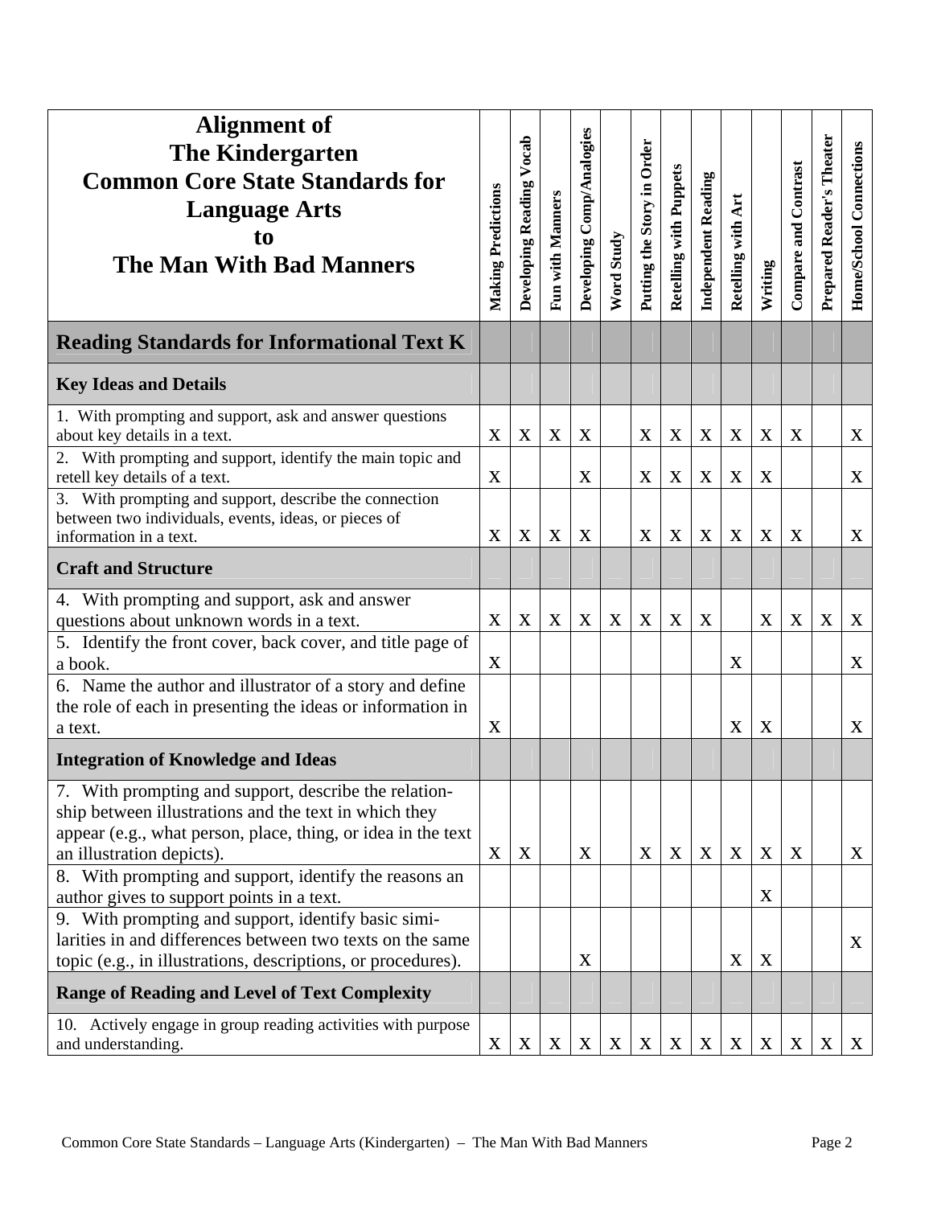| Alignment of The Kindergarten Common Core State Standards for Language Arts to The Man With Bad Manners | Making Predictions | Developing Reading Vocab | Fun with Manners | Developing Comp/Analogies | Word Study | Putting the Story in Order | Retelling with Puppets | Independent Reading | Retelling with Art | Writing | Compare and Contrast | Prepared Reader's Theater | Home/School Connections |
|---|---|---|---|---|---|---|---|---|---|---|---|---|---|
| **Reading Standards for Informational Text K** | | | | | | | | | | | | | |
| **Key Ideas and Details** | | | | | | | | | | | | | |
| 1. With prompting and support, ask and answer questions about key details in a text. | X | X | X | X | | X | X | X | X | X | X | | X |
| 2. With prompting and support, identify the main topic and retell key details of a text. | X | | | X | | X | X | X | X | X | | | X |
| 3. With prompting and support, describe the connection between two individuals, events, ideas, or pieces of information in a text. | X | X | X | X | | X | X | X | X | X | X | | X |
| **Craft and Structure** | | | | | | | | | | | | | |
| 4. With prompting and support, ask and answer questions about unknown words in a text. | X | X | X | X | X | X | X | X | | X | X | X | X |
| 5. Identify the front cover, back cover, and title page of a book. | X | | | | | | | | X | | | | X |
| 6. Name the author and illustrator of a story and define the role of each in presenting the ideas or information in a text. | X | | | | | | | | X | X | | | X |
| **Integration of Knowledge and Ideas** | | | | | | | | | | | | | |
| 7. With prompting and support, describe the relation-ship between illustrations and the text in which they appear (e.g., what person, place, thing, or idea in the text an illustration depicts). | X | X | | X | | X | X | X | X | X | X | | X |
| 8. With prompting and support, identify the reasons an author gives to support points in a text. | | | | | | | | | | X | | | |
| 9. With prompting and support, identify basic simi-larities in and differences between two texts on the same topic (e.g., in illustrations, descriptions, or procedures). | | | | X | | | | | X | X | | | X |
| **Range of Reading and Level of Text Complexity** | | | | | | | | | | | | | |
| 10. Actively engage in group reading activities with purpose and understanding. | X | X | X | X | X | X | X | X | X | X | X | X | X |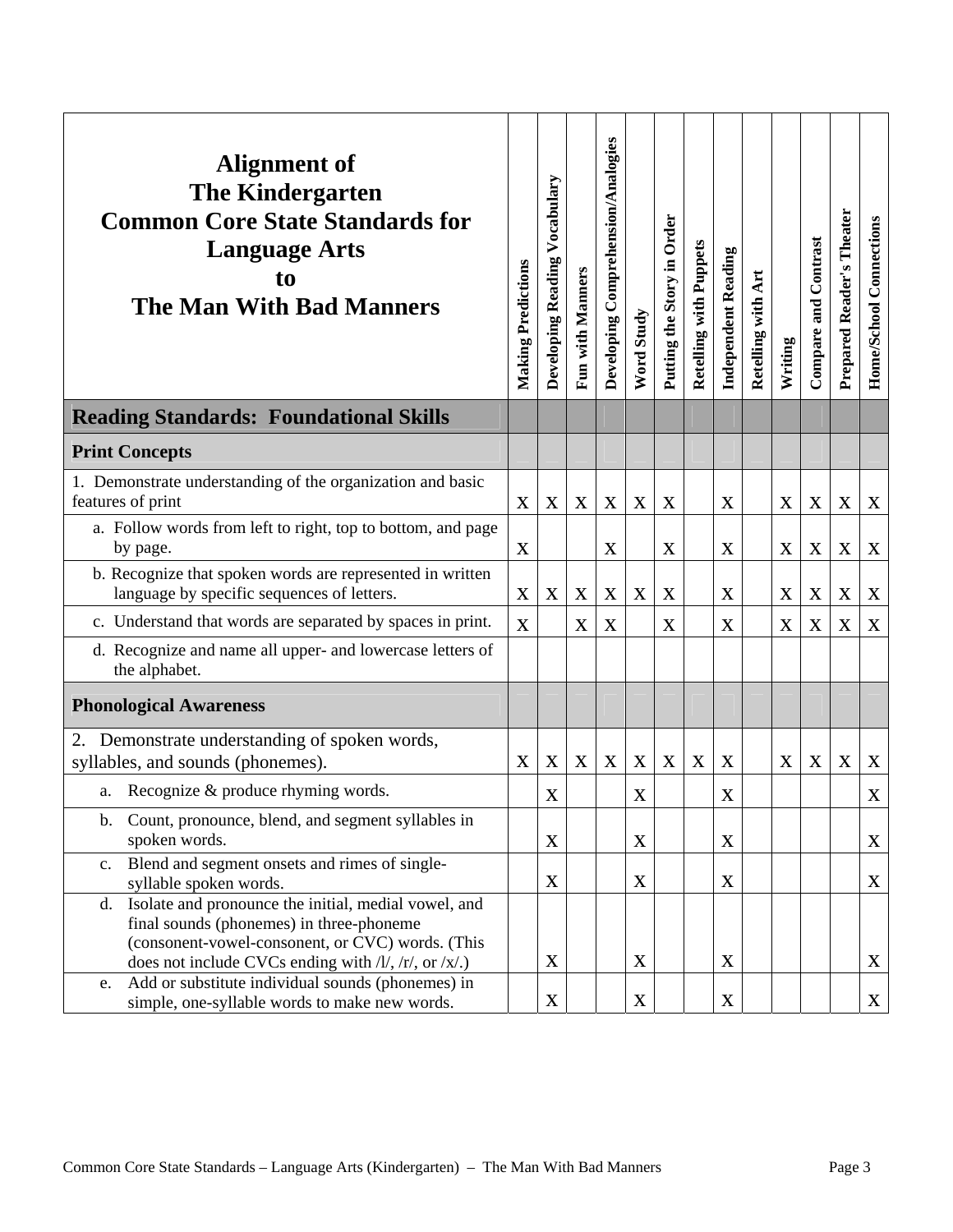| Alignment of The Kindergarten Common Core State Standards for Language Arts to The Man With Bad Manners | Making Predictions | Developing Reading Vocabulary | Fun with Manners | Developing Comprehension/Analogies | Word Study | Putting the Story in Order | Retelling with Puppets | Independent Reading | Retelling with Art | Writing | Compare and Contrast | Prepared Reader's Theater | Home/School Connections |
|---|---|---|---|---|---|---|---|---|---|---|---|---|---|
| **Reading Standards: Foundational Skills** | | | | | | | | | | | | | |
| **Print Concepts** | | | | | | | | | | | | | |
| 1. Demonstrate understanding of the organization and basic features of print | X | X | X | X | X | X | | X | | X | X | X | X |
| a. Follow words from left to right, top to bottom, and page by page. | X | | | X | | X | | X | | X | X | X | X |
| b. Recognize that spoken words are represented in written language by specific sequences of letters. | X | X | X | X | X | X | | X | | X | X | X | X |
| c. Understand that words are separated by spaces in print. | X | | X | X | | X | | X | | X | X | X | X |
| d. Recognize and name all upper- and lowercase letters of the alphabet. | | | | | | | | | | | | | |
| **Phonological Awareness** | | | | | | | | | | | | | |
| 2. Demonstrate understanding of spoken words, syllables, and sounds (phonemes). | X | X | X | X | X | X | X | X | | X | X | X | X |
| a. Recognize & produce rhyming words. | | X | | | X | | | X | | | | | X |
| b. Count, pronounce, blend, and segment syllables in spoken words. | | X | | | X | | | X | | | | | X |
| c. Blend and segment onsets and rimes of single-syllable spoken words. | | X | | | X | | | X | | | | | X |
| d. Isolate and pronounce the initial, medial vowel, and final sounds (phonemes) in three-phoneme (consenent-vowel-consonent, or CVC) words. (This does not include CVCs ending with /l/, /r/, or /x/.) | | X | | | X | | | X | | | | | X |
| e. Add or substitute individual sounds (phonemes) in simple, one-syllable words to make new words. | | X | | | X | | | X | | | | | X |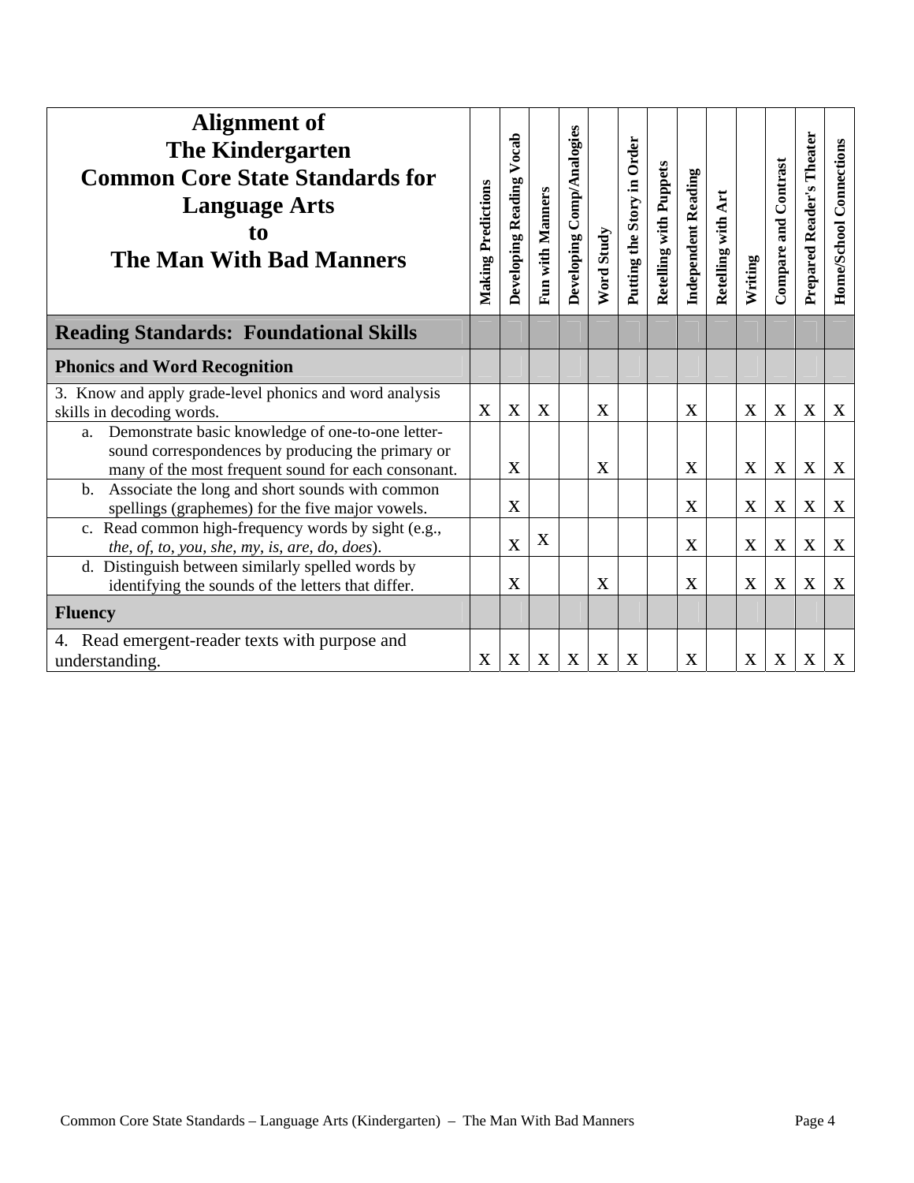| Alignment of The Kindergarten Common Core State Standards for Language Arts to The Man With Bad Manners | Making Predictions | Developing Reading Vocab | Fun with Manners | Developing Comp/Analogies | Word Study | Putting the Story in Order | Retelling with Puppets | Independent Reading | Retelling with Art | Writing | Compare and Contrast | Prepared Reader's Theater | Home/School Connections |
|---|---|---|---|---|---|---|---|---|---|---|---|---|---|
| **Reading Standards: Foundational Skills** | | | | | | | | | | | | | |
| **Phonics and Word Recognition** | | | | | | | | | | | | | |
| 3. Know and apply grade-level phonics and word analysis skills in decoding words. | X | X | X | | X | | | X | | X | X | X | X |
| a. Demonstrate basic knowledge of one-to-one letter-sound correspondences by producing the primary or many of the most frequent sound for each consonant. | | X | | | X | | | X | | X | X | X | X |
| b. Associate the long and short sounds with common spellings (graphemes) for the five major vowels. | | X | | | | | | X | | X | X | X | X |
| c. Read common high-frequency words by sight (e.g., *the, of, to, you, she, my, is, are, do, does*). | | X | X | | | | | X | | X | X | X | X |
| d. Distinguish between similarly spelled words by identifying the sounds of the letters that differ. | | X | | | X | | | X | | X | X | X | X |
| **Fluency** | | | | | | | | | | | | | |
| 4. Read emergent-reader texts with purpose and understanding. | X | X | X | X | X | X | | X | | X | X | X | X |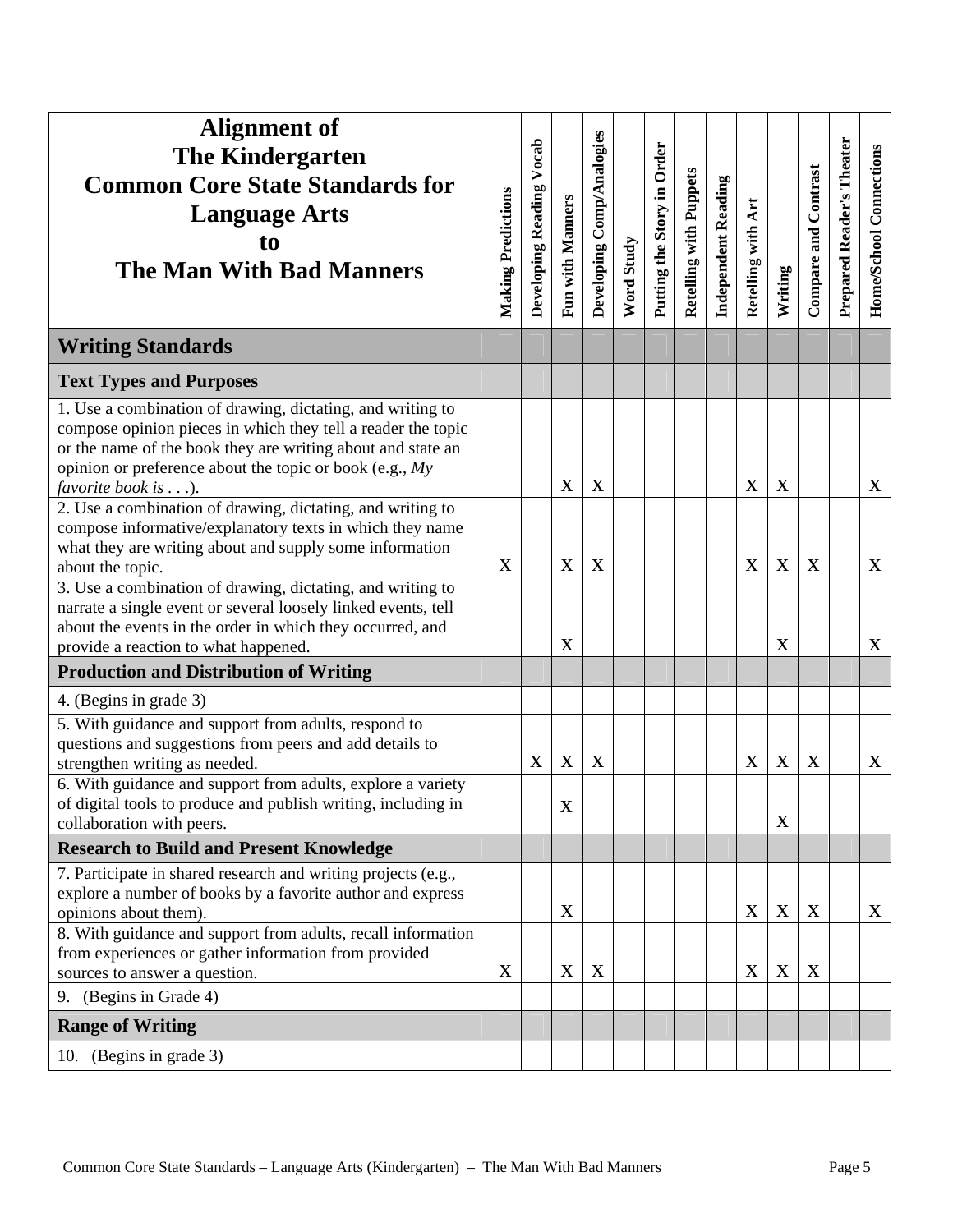| Alignment of The Kindergarten Common Core State Standards for Language Arts to The Man With Bad Manners | Making Predictions | Developing Reading Vocab | Fun with Manners | Developing Comp/Analogies | Word Study | Putting the Story in Order | Retelling with Puppets | Independent Reading | Retelling with Art | Writing | Compare and Contrast | Prepared Reader's Theater | Home/School Connections |
|---|---|---|---|---|---|---|---|---|---|---|---|---|---|
| **Writing Standards** | | | | | | | | | | | | | |
| **Text Types and Purposes** | | | | | | | | | | | | | |
| 1. Use a combination of drawing, dictating, and writing to compose opinion pieces in which they tell a reader the topic or the name of the book they are writing about and state an opinion or preference about the topic or book (e.g., *My favorite book is . . .*). | | | X | X | | | | | X | X | | | X |
| 2. Use a combination of drawing, dictating, and writing to compose informative/explanatory texts in which they name what they are writing about and supply some information about the topic. | X | | X | X | | | | | X | X | X | | X |
| 3. Use a combination of drawing, dictating, and writing to narrate a single event or several loosely linked events, tell about the events in the order in which they occurred, and provide a reaction to what happened. | | | X | | | | | | | X | | | X |
| **Production and Distribution of Writing** | | | | | | | | | | | | | |
| 4. (Begins in grade 3) | | | | | | | | | | | | | |
| 5. With guidance and support from adults, respond to questions and suggestions from peers and add details to strengthen writing as needed. | | X | X | X | | | | | X | X | X | | X |
| 6. With guidance and support from adults, explore a variety of digital tools to produce and publish writing, including in collaboration with peers. | | | X | | | | | | | X | | | |
| **Research to Build and Present Knowledge** | | | | | | | | | | | | | |
| 7. Participate in shared research and writing projects (e.g., explore a number of books by a favorite author and express opinions about them). | | | X | | | | | | X | X | X | | X |
| 8. With guidance and support from adults, recall information from experiences or gather information from provided sources to answer a question. | X | | X | X | | | | | X | X | X | | |
| 9. (Begins in Grade 4) | | | | | | | | | | | | | |
| **Range of Writing** | | | | | | | | | | | | | |
| 10. (Begins in grade 3) | | | | | | | | | | | | | |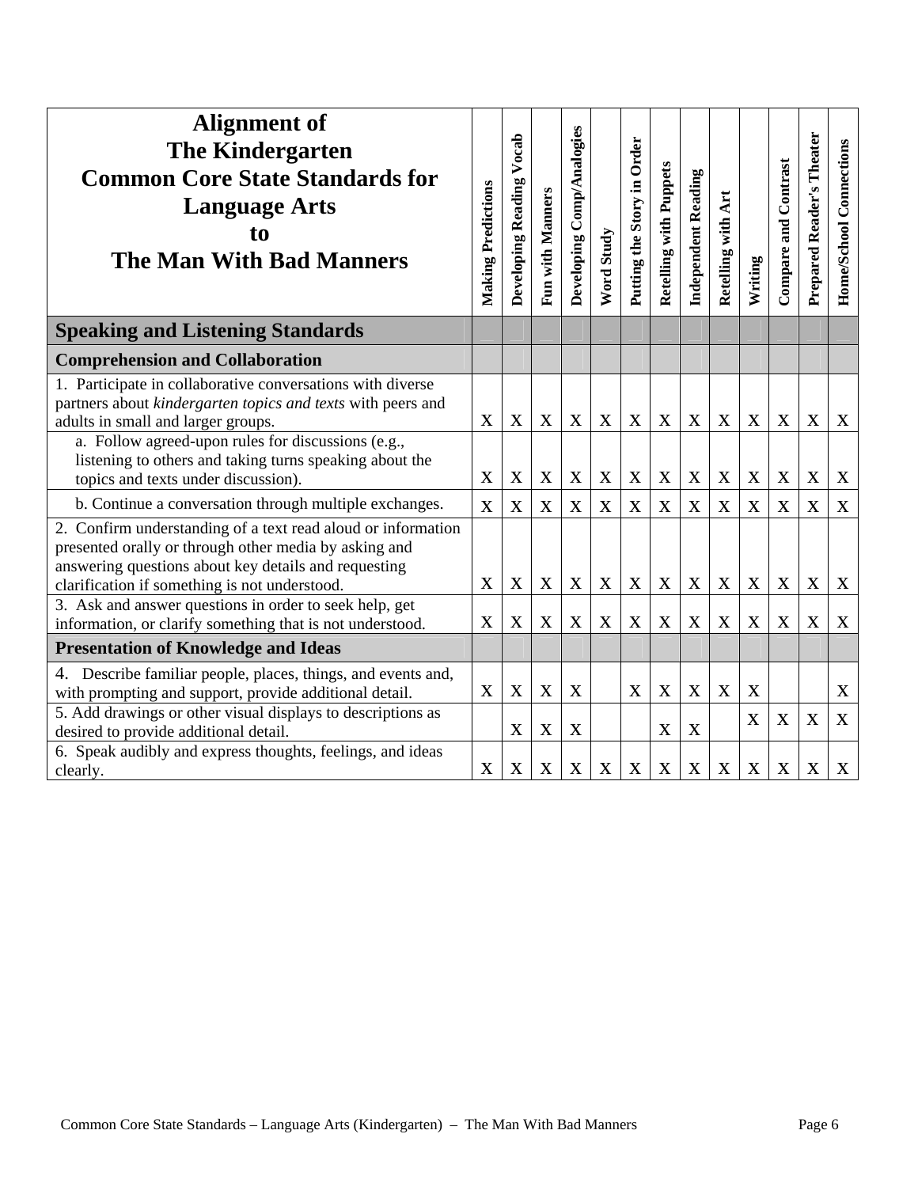| **Alignment of The Kindergarten Common Core State Standards for Language Arts to The Man With Bad Manners** | **Making Predictions** | **Developing Reading Vocab** | **Fun with Manners** | **Developing Comp/Analogies** | **Word Study** | **Putting the Story in Order** | **Retelling with Puppets** | **Independent Reading** | **Retelling with Art** | **Writing** | **Compare and Contrast** | **Prepared Reader's Theater** | **Home/School Connections** |
|---|---|---|---|---|---|---|---|---|---|---|---|---|---|
| **Speaking and Listening Standards** | | | | | | | | | | | | | |
| **Comprehension and Collaboration** | | | | | | | | | | | | | |
| 1. Participate in collaborative conversations with diverse partners about *kindergarten topics and texts* with peers and adults in small and larger groups. | X | X | X | X | X | X | X | X | X | X | X | X | X |
| a. Follow agreed-upon rules for discussions (e.g., listening to others and taking turns speaking about the topics and texts under discussion). | X | X | X | X | X | X | X | X | X | X | X | X | X |
| b. Continue a conversation through multiple exchanges. | X | X | X | X | X | X | X | X | X | X | X | X | X |
| 2. Confirm understanding of a text read aloud or information presented orally or through other media by asking and answering questions about key details and requesting clarification if something is not understood. | X | X | X | X | X | X | X | X | X | X | X | X | X |
| 3. Ask and answer questions in order to seek help, get information, or clarify something that is not understood. | X | X | X | X | X | X | X | X | X | X | X | X | X |
| **Presentation of Knowledge and Ideas** | | | | | | | | | | | | | |
| 4. Describe familiar people, places, things, and events and, with prompting and support, provide additional detail. | X | X | X | X | | X | X | X | X | X | | | X |
| 5. Add drawings or other visual displays to descriptions as desired to provide additional detail. | | X | X | X | | | X | X | | X | X | X | X |
| 6. Speak audibly and express thoughts, feelings, and ideas clearly. | X | X | X | X | X | X | X | X | X | X | X | X | X |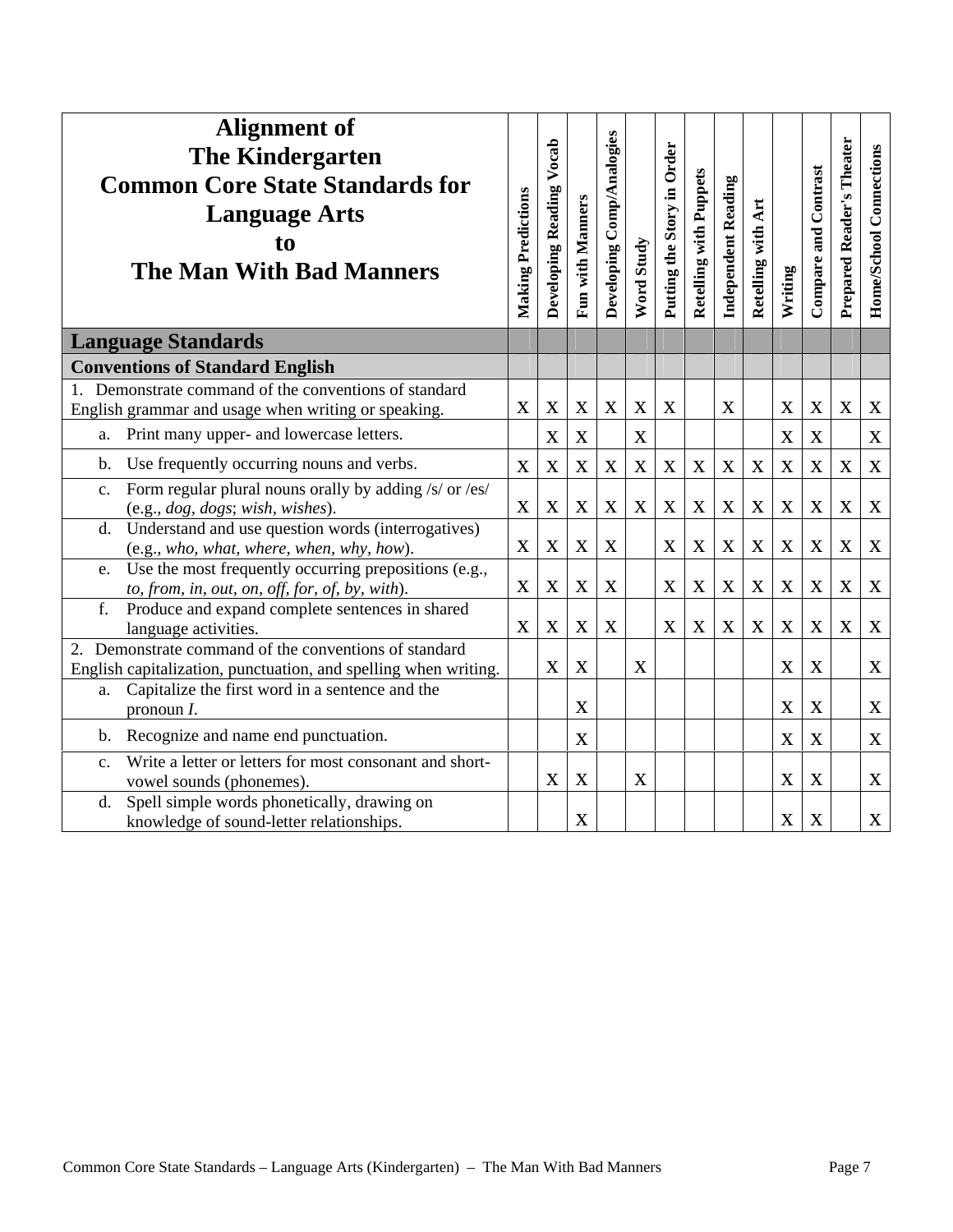| Alignment of The Kindergarten Common Core State Standards for Language Arts to The Man With Bad Manners | Making Predictions | Developing Reading Vocab | Fun with Manners | Developing Comp/Analogies | Word Study | Putting the Story in Order | Retelling with Puppets | Independent Reading | Retelling with Art | Writing | Compare and Contrast | Prepared Reader's Theater | Home/School Connections |
|---|---|---|---|---|---|---|---|---|---|---|---|---|---|
| **Language Standards** | | | | | | | | | | | | | |
| **Conventions of Standard English** | | | | | | | | | | | | | |
| 1. Demonstrate command of the conventions of standard English grammar and usage when writing or speaking. | X | X | X | X | X | X | | X | | X | X | X | X |
| a. Print many upper- and lowercase letters. | | X | X | | X | | | | | X | X | | X |
| b. Use frequently occurring nouns and verbs. | X | X | X | X | X | X | X | X | X | X | X | X | X |
| c. Form regular plural nouns orally by adding /s/ or /es/ (e.g., *dog*, *dogs*; *wish*, *wishes*). | X | X | X | X | X | X | X | X | X | X | X | X | X |
| d. Understand and use question words (interrogatives) (e.g., *who*, *what*, *where*, *when*, *why*, *how*). | X | X | X | X | | X | X | X | X | X | X | X | X |
| e. Use the most frequently occurring prepositions (e.g., *to*, *from*, *in*, *out*, *on*, *off*, *for*, *of*, *by*, *with*). | X | X | X | X | | X | X | X | X | X | X | X | X |
| f. Produce and expand complete sentences in shared language activities. | X | X | X | X | | X | X | X | X | X | X | X | X |
| 2. Demonstrate command of the conventions of standard English capitalization, punctuation, and spelling when writing. | | X | X | | X | | | | | X | X | | X |
| a. Capitalize the first word in a sentence and the pronoun *I*. | | | X | | | | | | | X | X | | X |
| b. Recognize and name end punctuation. | | | X | | | | | | | X | X | | X |
| c. Write a letter or letters for most consonant and short-vowel sounds (phonemes). | | X | X | | X | | | | | X | X | | X |
| d. Spell simple words phonetically, drawing on knowledge of sound-letter relationships. | | | X | | | | | | | X | X | | X |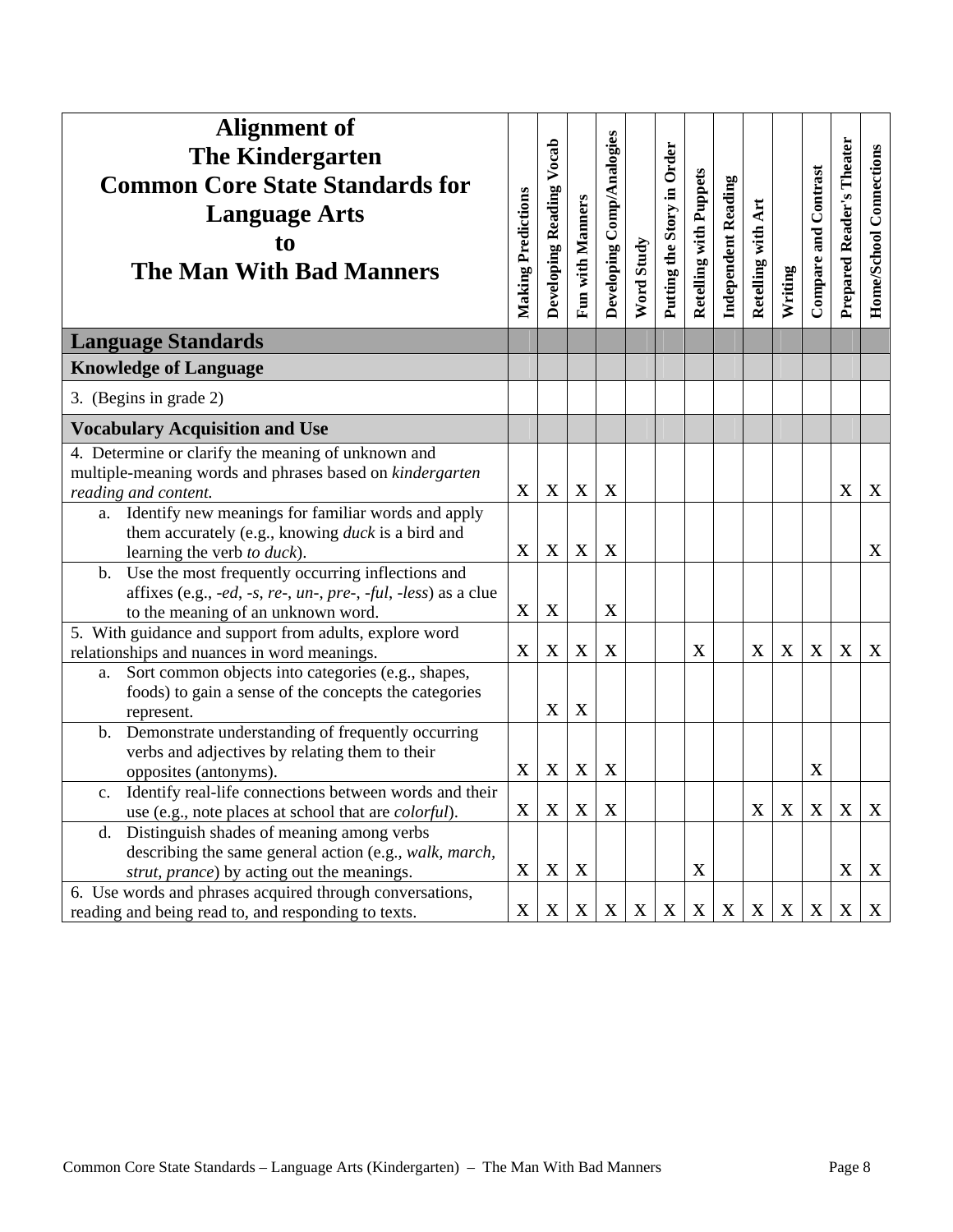| Alignment of The Kindergarten Common Core State Standards for Language Arts to The Man With Bad Manners | Making Predictions | Developing Reading Vocab | Fun with Manners | Developing Comp/Analogies | Word Study | Putting the Story in Order | Retelling with Puppets | Independent Reading | Retelling with Art | Writing | Compare and Contrast | Prepared Reader's Theater | Home/School Connections |
|---|---|---|---|---|---|---|---|---|---|---|---|---|---|
| **Language Standards** | | | | | | | | | | | | | |
| **Knowledge of Language** | | | | | | | | | | | | | |
| 3. (Begins in grade 2) | | | | | | | | | | | | | |
| **Vocabulary Acquisition and Use** | | | | | | | | | | | | | |
| 4. Determine or clarify the meaning of unknown and multiple-meaning words and phrases based on *kindergarten reading and content.* | X | X | X | X | | | | | | | | X | X |
| a. Identify new meanings for familiar words and apply them accurately (e.g., knowing *duck* is a bird and learning the verb *to duck*). | X | X | X | X | | | | | | | | | X |
| b. Use the most frequently occurring inflections and affixes (e.g., *-ed*, *-s*, *re-*, *un-*, *pre-*, *-ful*, *-less*) as a clue to the meaning of an unknown word. | X | X | | X | | | | | | | | | |
| 5. With guidance and support from adults, explore word relationships and nuances in word meanings. | X | X | X | X | | | X | | X | X | X | X | X |
| a. Sort common objects into categories (e.g., shapes, foods) to gain a sense of the concepts the categories represent. | | X | X | | | | | | | | | | |
| b. Demonstrate understanding of frequently occurring verbs and adjectives by relating them to their opposites (antonyms). | X | X | X | X | | | | | | | X | | |
| c. Identify real-life connections between words and their use (e.g., note places at school that are *colorful*). | X | X | X | X | | | | | X | X | X | X | X |
| d. Distinguish shades of meaning among verbs describing the same general action (e.g., *walk, march, strut, prance*) by acting out the meanings. | X | X | X | | | | X | | | | | X | X |
| 6. Use words and phrases acquired through conversations, reading and being read to, and responding to texts. | X | X | X | X | X | X | X | X | X | X | X | X | X |